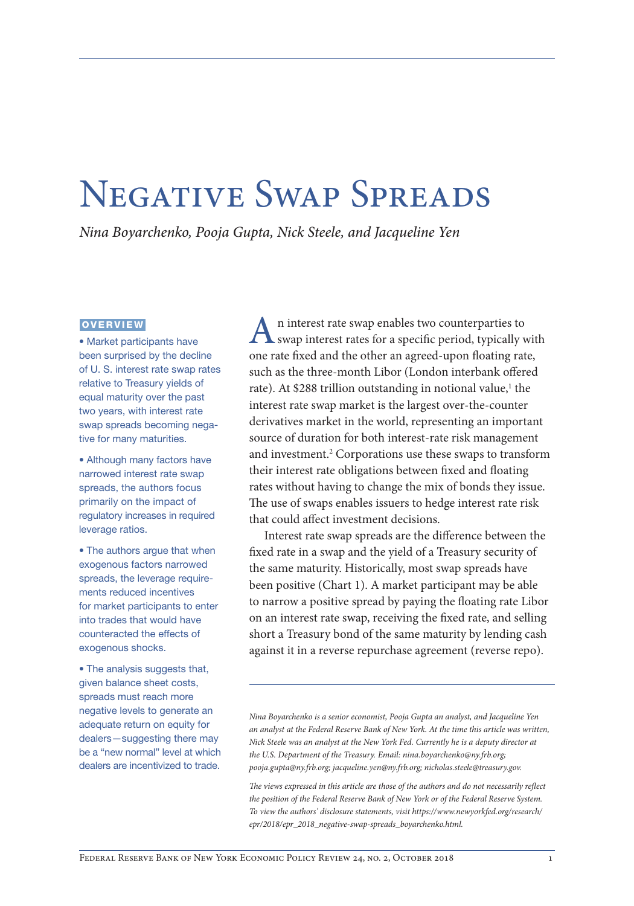# Negative Swap Spreads

*Nina Boyarchenko, Pooja Gupta, Nick Steele, and Jacqueline Yen*

**OVERVIEW**

- Market participants have been surprised by the decline of U. S. interest rate swap rates relative to Treasury yields of equal maturity over the past two years, with interest rate swap spreads becoming negative for many maturities.
- Although many factors have narrowed interest rate swap spreads, the authors focus primarily on the impact of regulatory increases in required leverage ratios.
- The authors argue that when exogenous factors narrowed spreads, the leverage requirements reduced incentives for market participants to enter into trades that would have counteracted the effects of exogenous shocks.
- The analysis suggests that, given balance sheet costs, spreads must reach more negative levels to generate an adequate return on equity for dealers—suggesting there may be a "new normal" level at which dealers are incentivized to trade.

An interest rate swap enables two counterparties to swap interest rates for a specific period, typically with one rate fixed and the other an agreed-upon floating rate, such as the three-month Libor (London interbank offered rate). At $288 trillion outstanding in notional value,[1] the interest rate swap market is the largest over-the-counter derivatives market in the world, representing an important source of duration for both interest-rate risk management and investment.[2] Corporations use these swaps to transform their interest rate obligations between fixed and floating rates without having to change the mix of bonds they issue. The use of swaps enables issuers to hedge interest rate risk that could affect investment decisions.

Interest rate swap spreads are the difference between the fixed rate in a swap and the yield of a Treasury security of the same maturity. Historically, most swap spreads have been positive (Chart 1). A market participant may be able to narrow a positive spread by paying the floating rate Libor on an interest rate swap, receiving the fixed rate, and selling short a Treasury bond of the same maturity by lending cash against it in a reverse repurchase agreement (reverse repo).

---

*Nina Boyarchenko is a senior economist, Pooja Gupta an analyst, and Jacqueline Yen an analyst at the Federal Reserve Bank of New York. At the time this article was written, Nick Steele was an analyst at the New York Fed. Currently he is a deputy director at the U.S. Department of the Treasury. Email: nina.boyarchenko@ny.frb.org; pooja.gupta@ny.frb.org; jacqueline.yen@ny.frb.org; nicholas.steele@treasury.gov.*

*The views expressed in this article are those of the authors and do not necessarily reflect the position of the Federal Reserve Bank of New York or of the Federal Reserve System. To view the authors' disclosure statements, visit https://www.newyorkfed.org/research/epr/2018/epr_2018_negative-swap-spreads_boyarchenko.html.*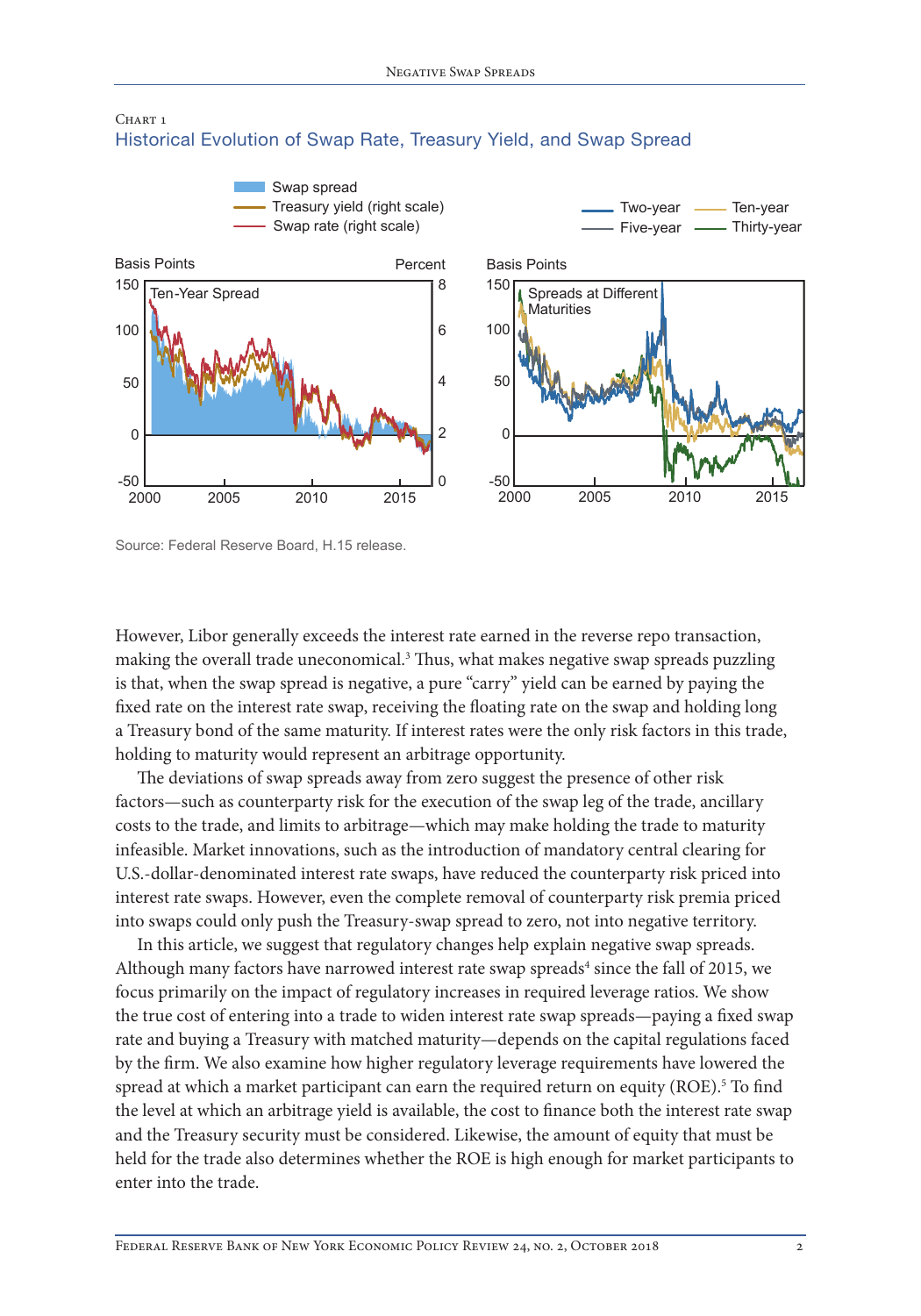Chart 1

Historical Evolution of Swap Rate, Treasury Yield, and Swap Spread

Source: Federal Reserve Board, H.15 release.

However, Libor generally exceeds the interest rate earned in the reverse repo transaction, making the overall trade uneconomical.[3] Thus, what makes negative swap spreads puzzling is that, when the swap spread is negative, a pure "carry" yield can be earned by paying the fixed rate on the interest rate swap, receiving the floating rate on the swap and holding long a Treasury bond of the same maturity. If interest rates were the only risk factors in this trade, holding to maturity would represent an arbitrage opportunity.

The deviations of swap spreads away from zero suggest the presence of other risk factors—such as counterparty risk for the execution of the swap leg of the trade, ancillary costs to the trade, and limits to arbitrage—which may make holding the trade to maturity infeasible. Market innovations, such as the introduction of mandatory central clearing for U.S.-dollar-denominated interest rate swaps, have reduced the counterparty risk priced into interest rate swaps. However, even the complete removal of counterparty risk premia priced into swaps could only push the Treasury-swap spread to zero, not into negative territory.

In this article, we suggest that regulatory changes help explain negative swap spreads. Although many factors have narrowed interest rate swap spreads[4] since the fall of 2015, we focus primarily on the impact of regulatory increases in required leverage ratios. We show the true cost of entering into a trade to widen interest rate swap spreads—paying a fixed swap rate and buying a Treasury with matched maturity—depends on the capital regulations faced by the firm. We also examine how higher regulatory leverage requirements have lowered the spread at which a market participant can earn the required return on equity (ROE).[5] To find the level at which an arbitrage yield is available, the cost to finance both the interest rate swap and the Treasury security must be considered. Likewise, the amount of equity that must be held for the trade also determines whether the ROE is high enough for market participants to enter into the trade.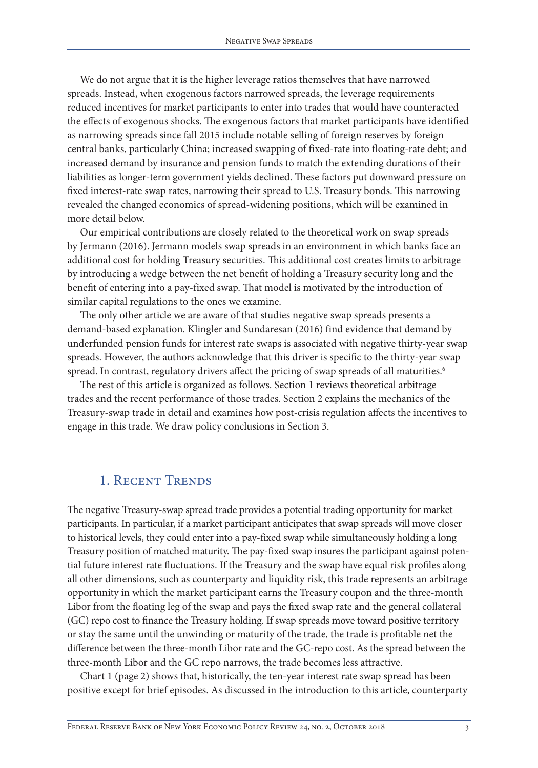We do not argue that it is the higher leverage ratios themselves that have narrowed spreads. Instead, when exogenous factors narrowed spreads, the leverage requirements reduced incentives for market participants to enter into trades that would have counteracted the effects of exogenous shocks. The exogenous factors that market participants have identified as narrowing spreads since fall 2015 include notable selling of foreign reserves by foreign central banks, particularly China; increased swapping of fixed-rate into floating-rate debt; and increased demand by insurance and pension funds to match the extending durations of their liabilities as longer-term government yields declined. These factors put downward pressure on fixed interest-rate swap rates, narrowing their spread to U.S. Treasury bonds. This narrowing revealed the changed economics of spread-widening positions, which will be examined in more detail below.

Our empirical contributions are closely related to the theoretical work on swap spreads by Jermann (2016). Jermann models swap spreads in an environment in which banks face an additional cost for holding Treasury securities. This additional cost creates limits to arbitrage by introducing a wedge between the net benefit of holding a Treasury security long and the benefit of entering into a pay-fixed swap. That model is motivated by the introduction of similar capital regulations to the ones we examine.

The only other article we are aware of that studies negative swap spreads presents a demand-based explanation. Klingler and Sundaresan (2016) find evidence that demand by underfunded pension funds for interest rate swaps is associated with negative thirty-year swap spreads. However, the authors acknowledge that this driver is specific to the thirty-year swap spread. In contrast, regulatory drivers affect the pricing of swap spreads of all maturities.[6]

The rest of this article is organized as follows. Section 1 reviews theoretical arbitrage trades and the recent performance of those trades. Section 2 explains the mechanics of the Treasury-swap trade in detail and examines how post-crisis regulation affects the incentives to engage in this trade. We draw policy conclusions in Section 3.

## 1. Recent Trends

The negative Treasury-swap spread trade provides a potential trading opportunity for market participants. In particular, if a market participant anticipates that swap spreads will move closer to historical levels, they could enter into a pay-fixed swap while simultaneously holding a long Treasury position of matched maturity. The pay-fixed swap insures the participant against potential future interest rate fluctuations. If the Treasury and the swap have equal risk profiles along all other dimensions, such as counterparty and liquidity risk, this trade represents an arbitrage opportunity in which the market participant earns the Treasury coupon and the three-month Libor from the floating leg of the swap and pays the fixed swap rate and the general collateral (GC) repo cost to finance the Treasury holding. If swap spreads move toward positive territory or stay the same until the unwinding or maturity of the trade, the trade is profitable net the difference between the three-month Libor rate and the GC-repo cost. As the spread between the three-month Libor and the GC repo narrows, the trade becomes less attractive.

Chart 1 (page 2) shows that, historically, the ten-year interest rate swap spread has been positive except for brief episodes. As discussed in the introduction to this article, counterparty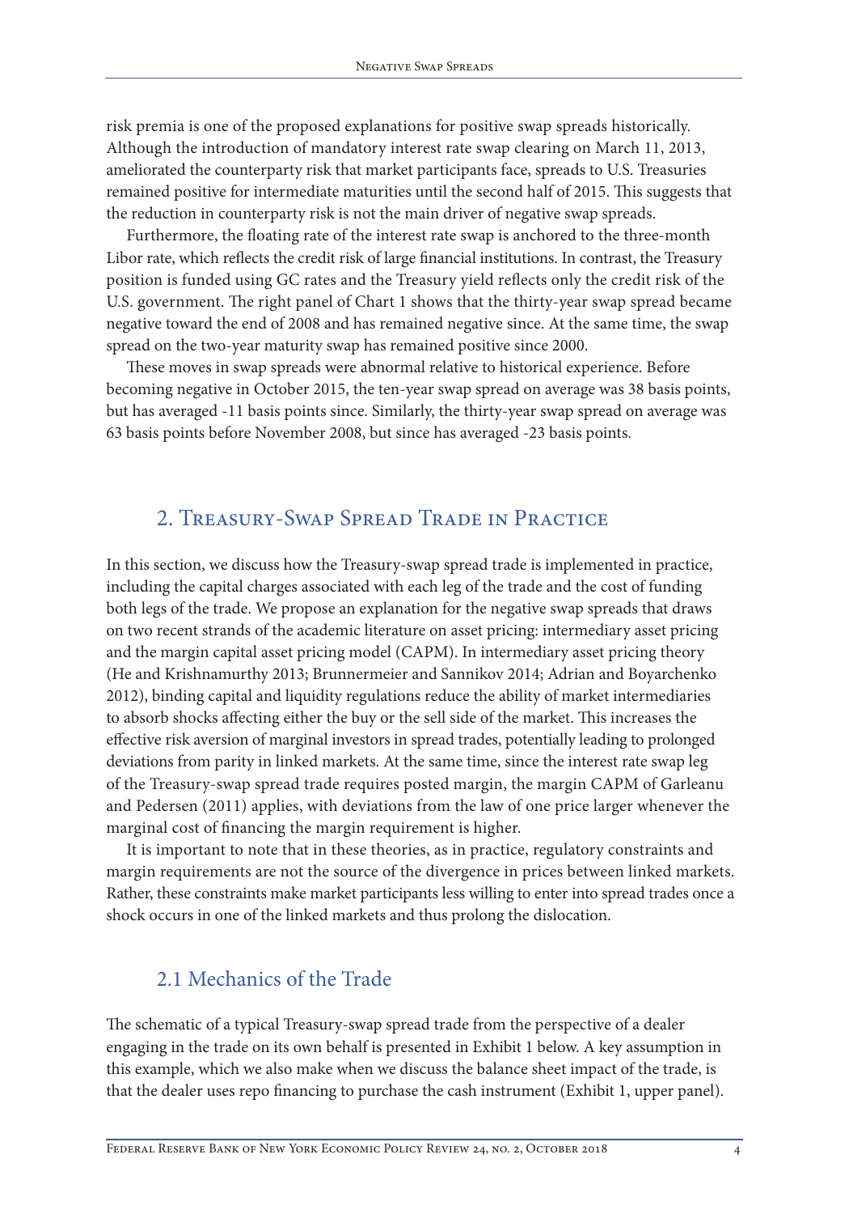risk premia is one of the proposed explanations for positive swap spreads historically. Although the introduction of mandatory interest rate swap clearing on March 11, 2013, ameliorated the counterparty risk that market participants face, spreads to U.S. Treasuries remained positive for intermediate maturities until the second half of 2015. This suggests that the reduction in counterparty risk is not the main driver of negative swap spreads.

Furthermore, the floating rate of the interest rate swap is anchored to the three-month Libor rate, which reflects the credit risk of large financial institutions. In contrast, the Treasury position is funded using GC rates and the Treasury yield reflects only the credit risk of the U.S. government. The right panel of Chart 1 shows that the thirty-year swap spread became negative toward the end of 2008 and has remained negative since. At the same time, the swap spread on the two-year maturity swap has remained positive since 2000.

These moves in swap spreads were abnormal relative to historical experience. Before becoming negative in October 2015, the ten-year swap spread on average was 38 basis points, but has averaged -11 basis points since. Similarly, the thirty-year swap spread on average was 63 basis points before November 2008, but since has averaged -23 basis points.

## 2. Treasury-Swap Spread Trade in Practice

In this section, we discuss how the Treasury-swap spread trade is implemented in practice, including the capital charges associated with each leg of the trade and the cost of funding both legs of the trade. We propose an explanation for the negative swap spreads that draws on two recent strands of the academic literature on asset pricing: intermediary asset pricing and the margin capital asset pricing model (CAPM). In intermediary asset pricing theory (He and Krishnamurthy 2013; Brunnermeier and Sannikov 2014; Adrian and Boyarchenko 2012), binding capital and liquidity regulations reduce the ability of market intermediaries to absorb shocks affecting either the buy or the sell side of the market. This increases the effective risk aversion of marginal investors in spread trades, potentially leading to prolonged deviations from parity in linked markets. At the same time, since the interest rate swap leg of the Treasury-swap spread trade requires posted margin, the margin CAPM of Garleanu and Pedersen (2011) applies, with deviations from the law of one price larger whenever the marginal cost of financing the margin requirement is higher.

It is important to note that in these theories, as in practice, regulatory constraints and margin requirements are not the source of the divergence in prices between linked markets. Rather, these constraints make market participants less willing to enter into spread trades once a shock occurs in one of the linked markets and thus prolong the dislocation.

### 2.1 Mechanics of the Trade

The schematic of a typical Treasury-swap spread trade from the perspective of a dealer engaging in the trade on its own behalf is presented in Exhibit 1 below. A key assumption in this example, which we also make when we discuss the balance sheet impact of the trade, is that the dealer uses repo financing to purchase the cash instrument (Exhibit 1, upper panel).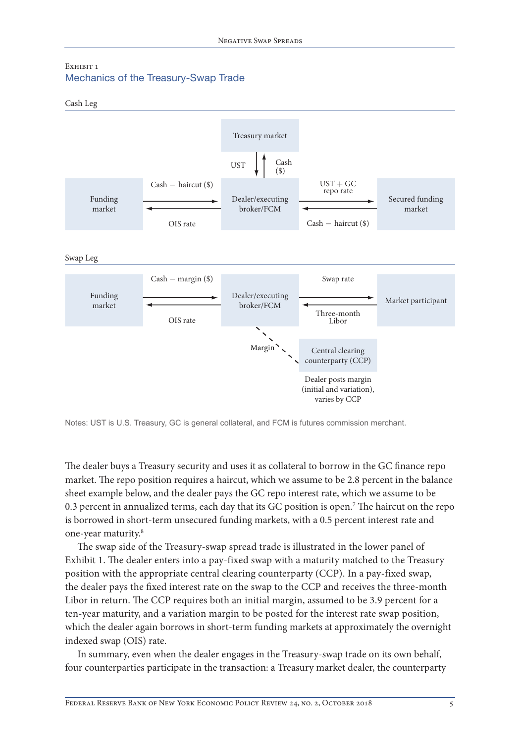Exhibit 1

### Mechanics of the Treasury-Swap Trade

Cash Leg

Treasury market

UST | Cash ($)

Funding market | Cash − haircut ($) | OIS rate | Dealer/executing broker/FCM | UST + GC repo rate | Cash − haircut ($) | Secured funding market

Swap Leg

Funding market | Cash − margin ($) | OIS rate | Dealer/executing broker/FCM | Swap rate | Three-month Libor | Market participant

Margin

Central clearing counterparty (CCP)

Dealer posts margin (initial and variation), varies by CCP

Notes: UST is U.S. Treasury, GC is general collateral, and FCM is futures commission merchant.

The dealer buys a Treasury security and uses it as collateral to borrow in the GC finance repo market. The repo position requires a haircut, which we assume to be 2.8 percent in the balance sheet example below, and the dealer pays the GC repo interest rate, which we assume to be 0.3 percent in annualized terms, each day that its GC position is open.[7] The haircut on the repo is borrowed in short-term unsecured funding markets, with a 0.5 percent interest rate and one-year maturity.[8]

The swap side of the Treasury-swap spread trade is illustrated in the lower panel of Exhibit 1. The dealer enters into a pay-fixed swap with a maturity matched to the Treasury position with the appropriate central clearing counterparty (CCP). In a pay-fixed swap, the dealer pays the fixed interest rate on the swap to the CCP and receives the three-month Libor in return. The CCP requires both an initial margin, assumed to be 3.9 percent for a ten-year maturity, and a variation margin to be posted for the interest rate swap position, which the dealer again borrows in short-term funding markets at approximately the overnight indexed swap (OIS) rate.

In summary, even when the dealer engages in the Treasury-swap trade on its own behalf, four counterparties participate in the transaction: a Treasury market dealer, the counterparty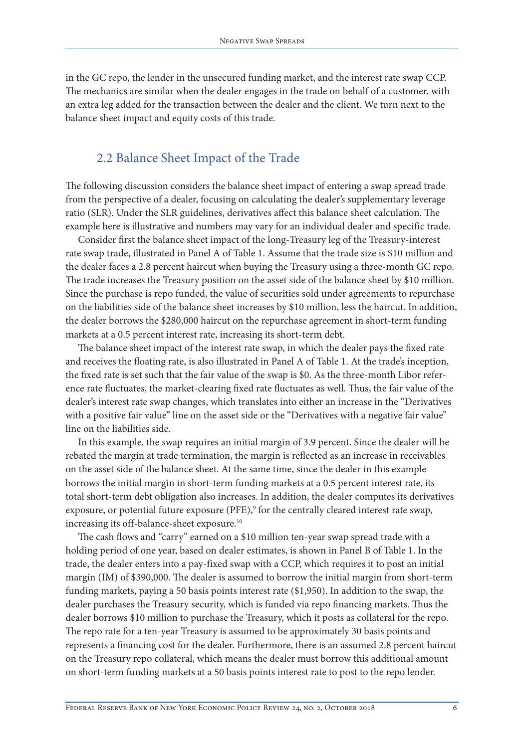in the GC repo, the lender in the unsecured funding market, and the interest rate swap CCP. The mechanics are similar when the dealer engages in the trade on behalf of a customer, with an extra leg added for the transaction between the dealer and the client. We turn next to the balance sheet impact and equity costs of this trade.

## 2.2 Balance Sheet Impact of the Trade

The following discussion considers the balance sheet impact of entering a swap spread trade from the perspective of a dealer, focusing on calculating the dealer's supplementary leverage ratio (SLR). Under the SLR guidelines, derivatives affect this balance sheet calculation. The example here is illustrative and numbers may vary for an individual dealer and specific trade.

Consider first the balance sheet impact of the long-Treasury leg of the Treasury-interest rate swap trade, illustrated in Panel A of Table 1. Assume that the trade size is $10 million and the dealer faces a 2.8 percent haircut when buying the Treasury using a three-month GC repo. The trade increases the Treasury position on the asset side of the balance sheet by $10 million. Since the purchase is repo funded, the value of securities sold under agreements to repurchase on the liabilities side of the balance sheet increases by $10 million, less the haircut. In addition, the dealer borrows the $280,000 haircut on the repurchase agreement in short-term funding markets at a 0.5 percent interest rate, increasing its short-term debt.

The balance sheet impact of the interest rate swap, in which the dealer pays the fixed rate and receives the floating rate, is also illustrated in Panel A of Table 1. At the trade's inception, the fixed rate is set such that the fair value of the swap is $0. As the three-month Libor reference rate fluctuates, the market-clearing fixed rate fluctuates as well. Thus, the fair value of the dealer's interest rate swap changes, which translates into either an increase in the "Derivatives with a positive fair value" line on the asset side or the "Derivatives with a negative fair value" line on the liabilities side.

In this example, the swap requires an initial margin of 3.9 percent. Since the dealer will be rebated the margin at trade termination, the margin is reflected as an increase in receivables on the asset side of the balance sheet. At the same time, since the dealer in this example borrows the initial margin in short-term funding markets at a 0.5 percent interest rate, its total short-term debt obligation also increases. In addition, the dealer computes its derivatives exposure, or potential future exposure (PFE),[9] for the centrally cleared interest rate swap, increasing its off-balance-sheet exposure.[10]

The cash flows and "carry" earned on a $10 million ten-year swap spread trade with a holding period of one year, based on dealer estimates, is shown in Panel B of Table 1. In the trade, the dealer enters into a pay-fixed swap with a CCP, which requires it to post an initial margin (IM) of $390,000. The dealer is assumed to borrow the initial margin from short-term funding markets, paying a 50 basis points interest rate ($1,950). In addition to the swap, the dealer purchases the Treasury security, which is funded via repo financing markets. Thus the dealer borrows $10 million to purchase the Treasury, which it posts as collateral for the repo. The repo rate for a ten-year Treasury is assumed to be approximately 30 basis points and represents a financing cost for the dealer. Furthermore, there is an assumed 2.8 percent haircut on the Treasury repo collateral, which means the dealer must borrow this additional amount on short-term funding markets at a 50 basis points interest rate to post to the repo lender.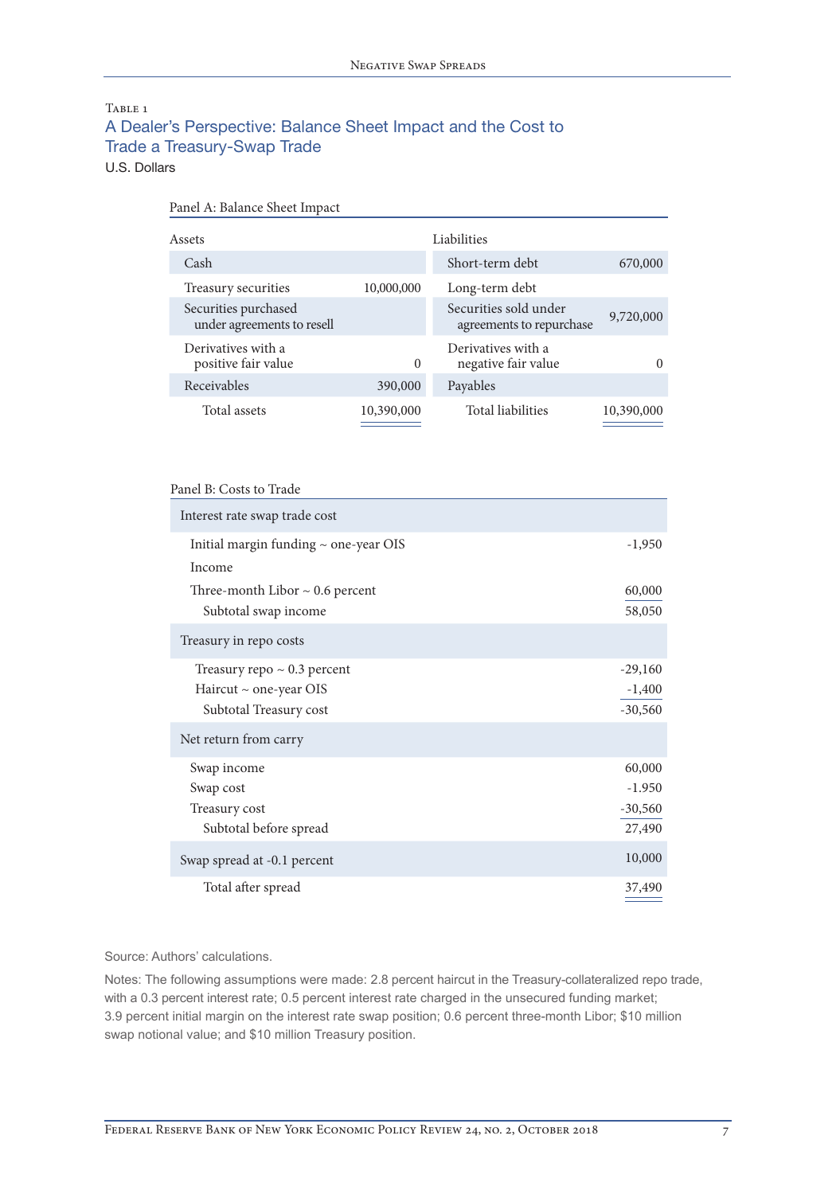Table 1

## A Dealer's Perspective: Balance Sheet Impact and the Cost to Trade a Treasury-Swap Trade

U.S. Dollars

**Panel A: Balance Sheet Impact**

| Assets | | Liabilities | |
|---|---|---|---|
| Cash | | Short-term debt | 670,000 |
| Treasury securities | 10,000,000 | Long-term debt | |
| Securities purchased under agreements to resell | | Securities sold under agreements to repurchase | 9,720,000 |
| Derivatives with a positive fair value | 0 | Derivatives with a negative fair value | 0 |
| Receivables | 390,000 | Payables | |
| Total assets | 10,390,000 | Total liabilities | 10,390,000 |

**Panel B: Costs to Trade**

| | |
|---|---|
| **Interest rate swap trade cost** | |
| Initial margin funding ~ one-year OIS | -1,950 |
| Income | |
| Three-month Libor ~ 0.6 percent | 60,000 |
| Subtotal swap income | 58,050 |
| **Treasury in repo costs** | |
| Treasury repo ~ 0.3 percent | -29,160 |
| Haircut ~ one-year OIS | -1,400 |
| Subtotal Treasury cost | -30,560 |
| **Net return from carry** | |
| Swap income | 60,000 |
| Swap cost | -1.950 |
| Treasury cost | -30,560 |
| Subtotal before spread | 27,490 |
| **Swap spread at -0.1 percent** | 10,000 |
| Total after spread | 37,490 |

Source: Authors' calculations.

Notes: The following assumptions were made: 2.8 percent haircut in the Treasury-collateralized repo trade, with a 0.3 percent interest rate; 0.5 percent interest rate charged in the unsecured funding market; 3.9 percent initial margin on the interest rate swap position; 0.6 percent three-month Libor; $10 million swap notional value; and $10 million Treasury position.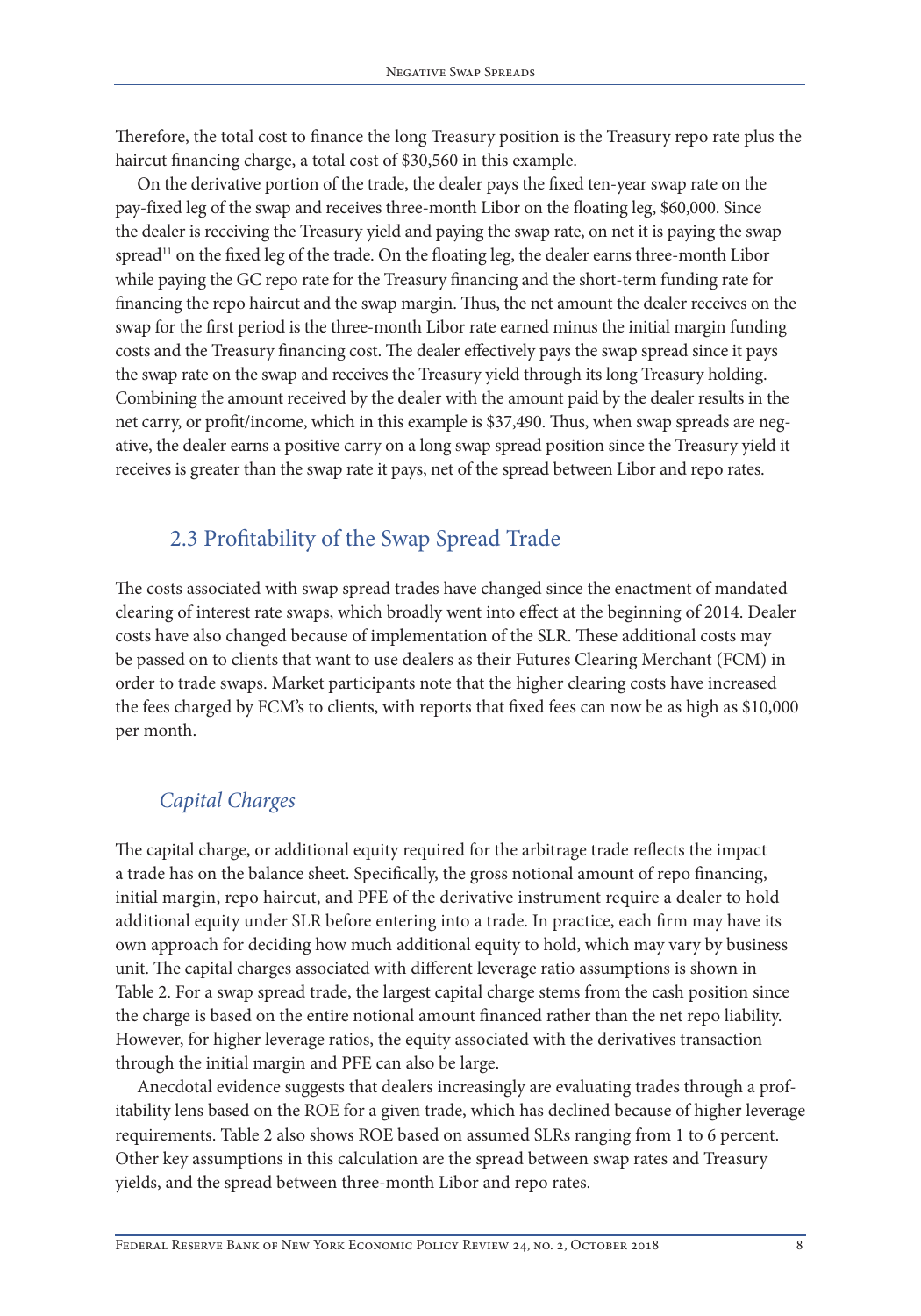Therefore, the total cost to finance the long Treasury position is the Treasury repo rate plus the haircut financing charge, a total cost of $30,560 in this example.

On the derivative portion of the trade, the dealer pays the fixed ten-year swap rate on the pay-fixed leg of the swap and receives three-month Libor on the floating leg, $60,000. Since the dealer is receiving the Treasury yield and paying the swap rate, on net it is paying the swap spread[11] on the fixed leg of the trade. On the floating leg, the dealer earns three-month Libor while paying the GC repo rate for the Treasury financing and the short-term funding rate for financing the repo haircut and the swap margin. Thus, the net amount the dealer receives on the swap for the first period is the three-month Libor rate earned minus the initial margin funding costs and the Treasury financing cost. The dealer effectively pays the swap spread since it pays the swap rate on the swap and receives the Treasury yield through its long Treasury holding. Combining the amount received by the dealer with the amount paid by the dealer results in the net carry, or profit/income, which in this example is $37,490. Thus, when swap spreads are negative, the dealer earns a positive carry on a long swap spread position since the Treasury yield it receives is greater than the swap rate it pays, net of the spread between Libor and repo rates.

## 2.3 Profitability of the Swap Spread Trade

The costs associated with swap spread trades have changed since the enactment of mandated clearing of interest rate swaps, which broadly went into effect at the beginning of 2014. Dealer costs have also changed because of implementation of the SLR. These additional costs may be passed on to clients that want to use dealers as their Futures Clearing Merchant (FCM) in order to trade swaps. Market participants note that the higher clearing costs have increased the fees charged by FCM's to clients, with reports that fixed fees can now be as high as $10,000 per month.

### *Capital Charges*

The capital charge, or additional equity required for the arbitrage trade reflects the impact a trade has on the balance sheet. Specifically, the gross notional amount of repo financing, initial margin, repo haircut, and PFE of the derivative instrument require a dealer to hold additional equity under SLR before entering into a trade. In practice, each firm may have its own approach for deciding how much additional equity to hold, which may vary by business unit. The capital charges associated with different leverage ratio assumptions is shown in Table 2. For a swap spread trade, the largest capital charge stems from the cash position since the charge is based on the entire notional amount financed rather than the net repo liability. However, for higher leverage ratios, the equity associated with the derivatives transaction through the initial margin and PFE can also be large.

Anecdotal evidence suggests that dealers increasingly are evaluating trades through a profitability lens based on the ROE for a given trade, which has declined because of higher leverage requirements. Table 2 also shows ROE based on assumed SLRs ranging from 1 to 6 percent. Other key assumptions in this calculation are the spread between swap rates and Treasury yields, and the spread between three-month Libor and repo rates.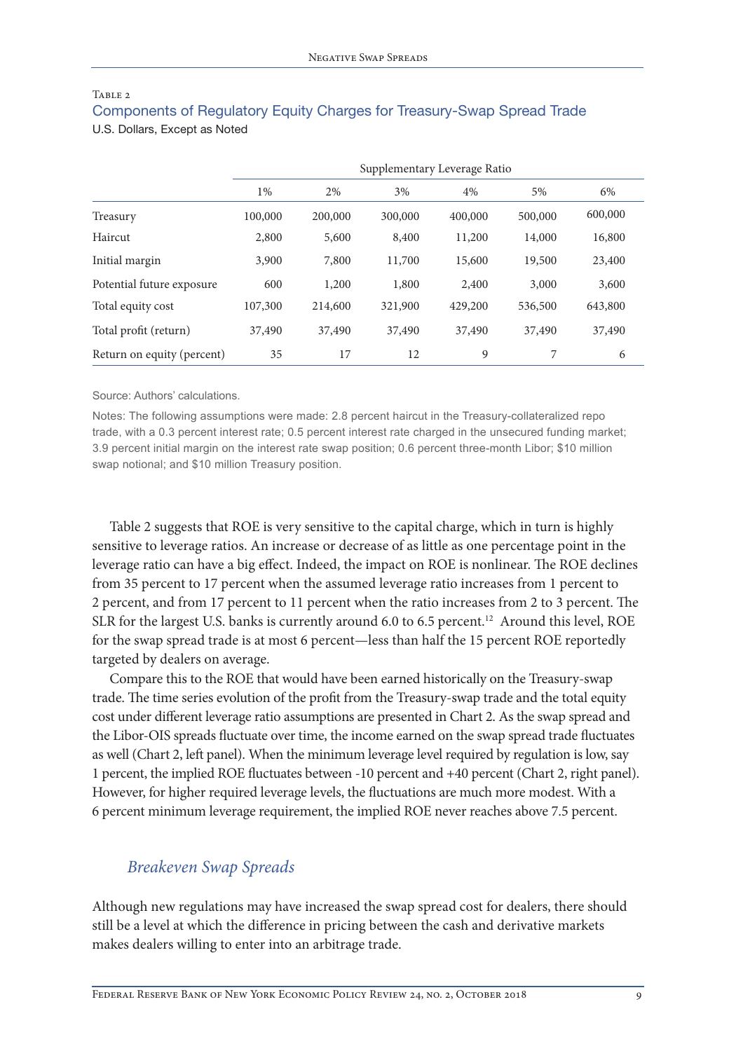Table 2

### Components of Regulatory Equity Charges for Treasury-Swap Spread Trade

U.S. Dollars, Except as Noted

| | Supplementary Leverage Ratio | | | | | |
|---|---|---|---|---|---|---|
| | 1% | 2% | 3% | 4% | 5% | 6% |
| Treasury | 100,000 | 200,000 | 300,000 | 400,000 | 500,000 | 600,000 |
| Haircut | 2,800 | 5,600 | 8,400 | 11,200 | 14,000 | 16,800 |
| Initial margin | 3,900 | 7,800 | 11,700 | 15,600 | 19,500 | 23,400 |
| Potential future exposure | 600 | 1,200 | 1,800 | 2,400 | 3,000 | 3,600 |
| Total equity cost | 107,300 | 214,600 | 321,900 | 429,200 | 536,500 | 643,800 |
| Total profit (return) | 37,490 | 37,490 | 37,490 | 37,490 | 37,490 | 37,490 |
| Return on equity (percent) | 35 | 17 | 12 | 9 | 7 | 6 |

Source: Authors' calculations.

Notes: The following assumptions were made: 2.8 percent haircut in the Treasury-collateralized repo trade, with a 0.3 percent interest rate; 0.5 percent interest rate charged in the unsecured funding market; 3.9 percent initial margin on the interest rate swap position; 0.6 percent three-month Libor; $10 million swap notional; and $10 million Treasury position.

Table 2 suggests that ROE is very sensitive to the capital charge, which in turn is highly sensitive to leverage ratios. An increase or decrease of as little as one percentage point in the leverage ratio can have a big effect. Indeed, the impact on ROE is nonlinear. The ROE declines from 35 percent to 17 percent when the assumed leverage ratio increases from 1 percent to 2 percent, and from 17 percent to 11 percent when the ratio increases from 2 to 3 percent. The SLR for the largest U.S. banks is currently around 6.0 to 6.5 percent.[12] Around this level, ROE for the swap spread trade is at most 6 percent—less than half the 15 percent ROE reportedly targeted by dealers on average.

Compare this to the ROE that would have been earned historically on the Treasury-swap trade. The time series evolution of the profit from the Treasury-swap trade and the total equity cost under different leverage ratio assumptions are presented in Chart 2. As the swap spread and the Libor-OIS spreads fluctuate over time, the income earned on the swap spread trade fluctuates as well (Chart 2, left panel). When the minimum leverage level required by regulation is low, say 1 percent, the implied ROE fluctuates between -10 percent and +40 percent (Chart 2, right panel). However, for higher required leverage levels, the fluctuations are much more modest. With a 6 percent minimum leverage requirement, the implied ROE never reaches above 7.5 percent.

## *Breakeven Swap Spreads*

Although new regulations may have increased the swap spread cost for dealers, there should still be a level at which the difference in pricing between the cash and derivative markets makes dealers willing to enter into an arbitrage trade.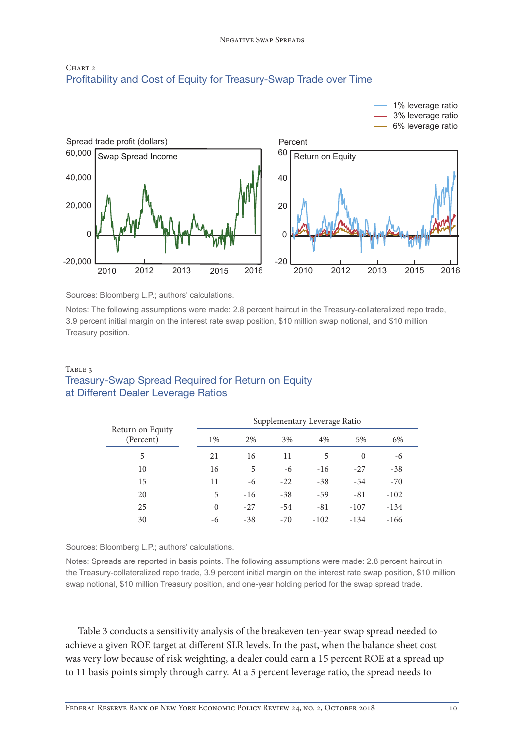CHART 2

## Profitability and Cost of Equity for Treasury-Swap Trade over Time

Sources: Bloomberg L.P.; authors' calculations.

Notes: The following assumptions were made: 2.8 percent haircut in the Treasury-collateralized repo trade, 3.9 percent initial margin on the interest rate swap position, $10 million swap notional, and $10 million Treasury position.

TABLE 3

## Treasury-Swap Spread Required for Return on Equity at Different Dealer Leverage Ratios

| Return on Equity (Percent) | Supplementary Leverage Ratio | | | | | |
|---|---|---|---|---|---|---|
| | 1% | 2% | 3% | 4% | 5% | 6% |
| 5 | 21 | 16 | 11 | 5 | 0 | -6 |
| 10 | 16 | 5 | -6 | -16 | -27 | -38 |
| 15 | 11 | -6 | -22 | -38 | -54 | -70 |
| 20 | 5 | -16 | -38 | -59 | -81 | -102 |
| 25 | 0 | -27 | -54 | -81 | -107 | -134 |
| 30 | -6 | -38 | -70 | -102 | -134 | -166 |

Sources: Bloomberg L.P.; authors' calculations.

Notes: Spreads are reported in basis points. The following assumptions were made: 2.8 percent haircut in the Treasury-collateralized repo trade, 3.9 percent initial margin on the interest rate swap position, $10 million swap notional, $10 million Treasury position, and one-year holding period for the swap spread trade.

Table 3 conducts a sensitivity analysis of the breakeven ten-year swap spread needed to achieve a given ROE target at different SLR levels. In the past, when the balance sheet cost was very low because of risk weighting, a dealer could earn a 15 percent ROE at a spread up to 11 basis points simply through carry. At a 5 percent leverage ratio, the spread needs to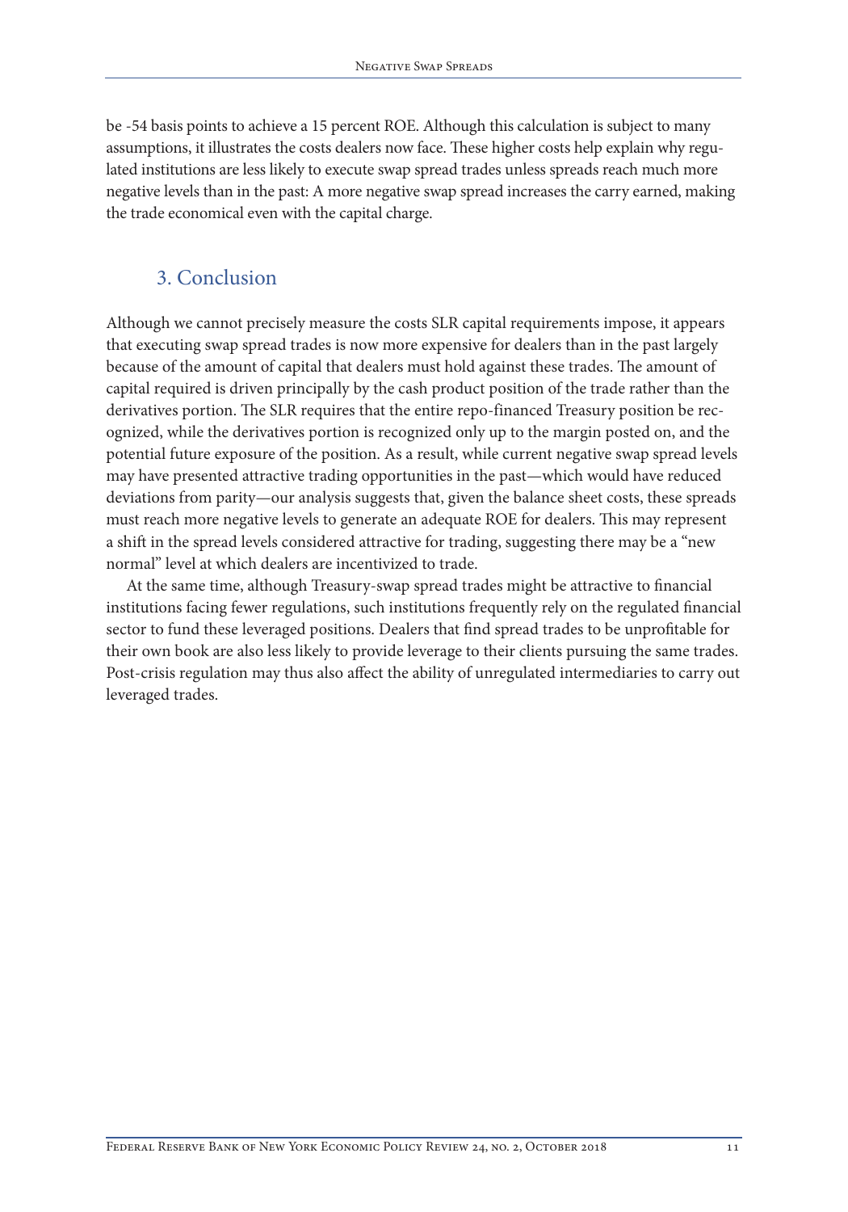be -54 basis points to achieve a 15 percent ROE. Although this calculation is subject to many assumptions, it illustrates the costs dealers now face. These higher costs help explain why regulated institutions are less likely to execute swap spread trades unless spreads reach much more negative levels than in the past: A more negative swap spread increases the carry earned, making the trade economical even with the capital charge.

## 3. Conclusion

Although we cannot precisely measure the costs SLR capital requirements impose, it appears that executing swap spread trades is now more expensive for dealers than in the past largely because of the amount of capital that dealers must hold against these trades. The amount of capital required is driven principally by the cash product position of the trade rather than the derivatives portion. The SLR requires that the entire repo-financed Treasury position be recognized, while the derivatives portion is recognized only up to the margin posted on, and the potential future exposure of the position. As a result, while current negative swap spread levels may have presented attractive trading opportunities in the past—which would have reduced deviations from parity—our analysis suggests that, given the balance sheet costs, these spreads must reach more negative levels to generate an adequate ROE for dealers. This may represent a shift in the spread levels considered attractive for trading, suggesting there may be a "new normal" level at which dealers are incentivized to trade.

At the same time, although Treasury-swap spread trades might be attractive to financial institutions facing fewer regulations, such institutions frequently rely on the regulated financial sector to fund these leveraged positions. Dealers that find spread trades to be unprofitable for their own book are also less likely to provide leverage to their clients pursuing the same trades. Post-crisis regulation may thus also affect the ability of unregulated intermediaries to carry out leveraged trades.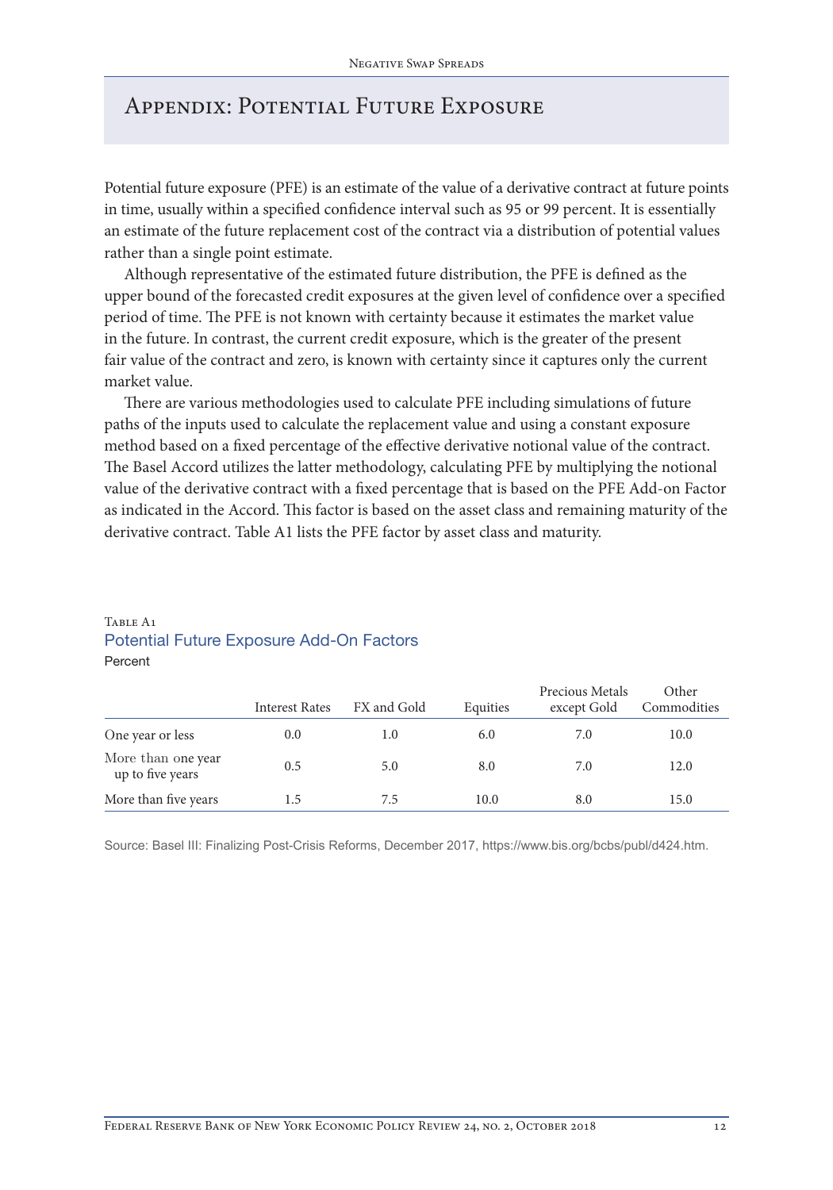# Appendix: Potential Future Exposure

Potential future exposure (PFE) is an estimate of the value of a derivative contract at future points in time, usually within a specified confidence interval such as 95 or 99 percent. It is essentially an estimate of the future replacement cost of the contract via a distribution of potential values rather than a single point estimate.

Although representative of the estimated future distribution, the PFE is defined as the upper bound of the forecasted credit exposures at the given level of confidence over a specified period of time. The PFE is not known with certainty because it estimates the market value in the future. In contrast, the current credit exposure, which is the greater of the present fair value of the contract and zero, is known with certainty since it captures only the current market value.

There are various methodologies used to calculate PFE including simulations of future paths of the inputs used to calculate the replacement value and using a constant exposure method based on a fixed percentage of the effective derivative notional value of the contract. The Basel Accord utilizes the latter methodology, calculating PFE by multiplying the notional value of the derivative contract with a fixed percentage that is based on the PFE Add-on Factor as indicated in the Accord. This factor is based on the asset class and remaining maturity of the derivative contract. Table A1 lists the PFE factor by asset class and maturity.

Table A1
**Potential Future Exposure Add-On Factors**
Percent

| | Interest Rates | FX and Gold | Equities | Precious Metals except Gold | Other Commodities |
|---|---|---|---|---|---|
| One year or less | 0.0 | 1.0 | 6.0 | 7.0 | 10.0 |
| More than one year up to five years | 0.5 | 5.0 | 8.0 | 7.0 | 12.0 |
| More than five years | 1.5 | 7.5 | 10.0 | 8.0 | 15.0 |

Source: Basel III: Finalizing Post-Crisis Reforms, December 2017, https://www.bis.org/bcbs/publ/d424.htm.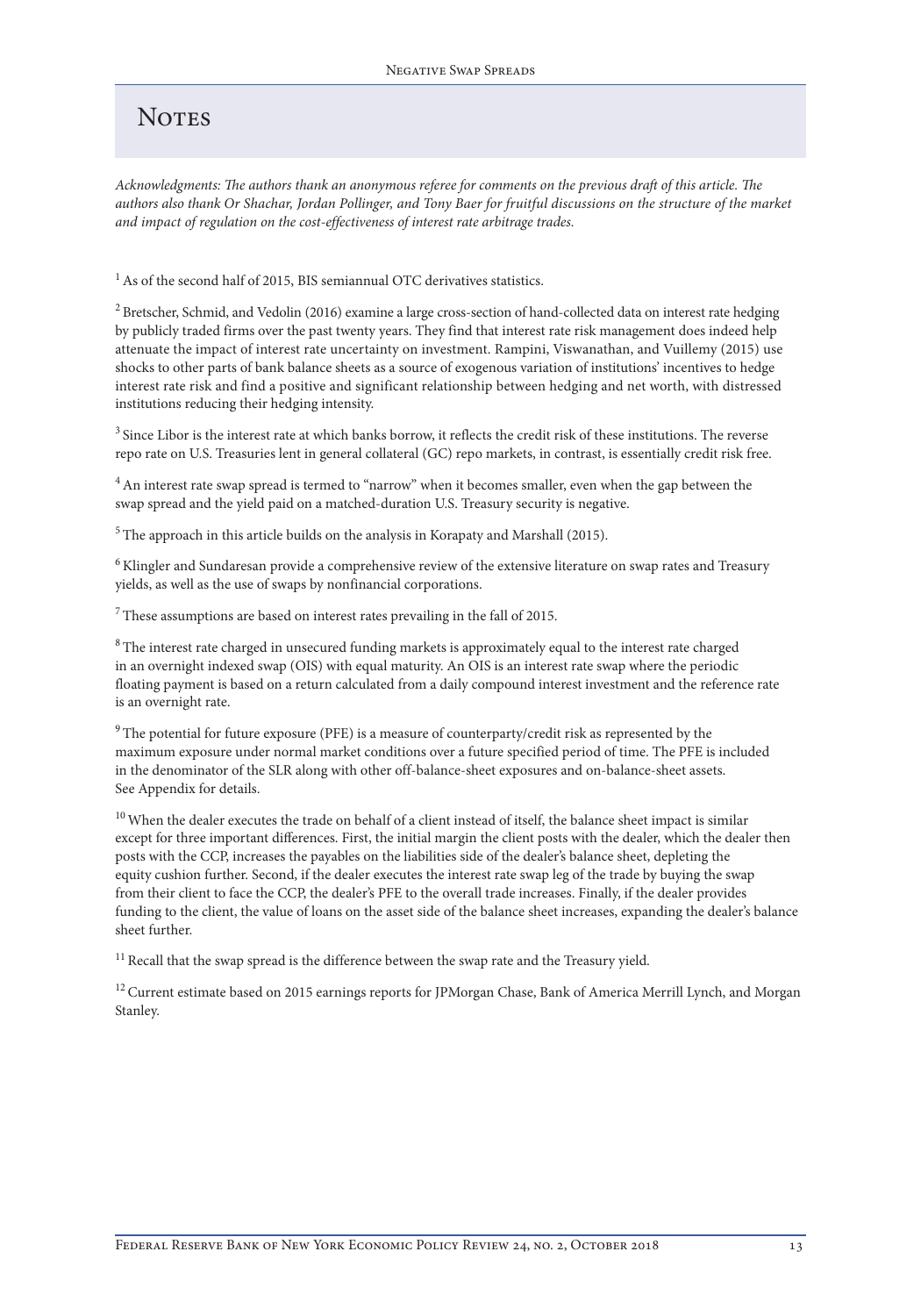# Notes

*Acknowledgments: The authors thank an anonymous referee for comments on the previous draft of this article. The authors also thank Or Shachar, Jordan Pollinger, and Tony Baer for fruitful discussions on the structure of the market and impact of regulation on the cost-effectiveness of interest rate arbitrage trades.*

[1] As of the second half of 2015, BIS semiannual OTC derivatives statistics.

[2] Bretscher, Schmid, and Vedolin (2016) examine a large cross-section of hand-collected data on interest rate hedging by publicly traded firms over the past twenty years. They find that interest rate risk management does indeed help attenuate the impact of interest rate uncertainty on investment. Rampini, Viswanathan, and Vuillemy (2015) use shocks to other parts of bank balance sheets as a source of exogenous variation of institutions' incentives to hedge interest rate risk and find a positive and significant relationship between hedging and net worth, with distressed institutions reducing their hedging intensity.

[3] Since Libor is the interest rate at which banks borrow, it reflects the credit risk of these institutions. The reverse repo rate on U.S. Treasuries lent in general collateral (GC) repo markets, in contrast, is essentially credit risk free.

[4] An interest rate swap spread is termed to "narrow" when it becomes smaller, even when the gap between the swap spread and the yield paid on a matched-duration U.S. Treasury security is negative.

[5] The approach in this article builds on the analysis in Korapaty and Marshall (2015).

[6] Klingler and Sundaresan provide a comprehensive review of the extensive literature on swap rates and Treasury yields, as well as the use of swaps by nonfinancial corporations.

[7] These assumptions are based on interest rates prevailing in the fall of 2015.

[8] The interest rate charged in unsecured funding markets is approximately equal to the interest rate charged in an overnight indexed swap (OIS) with equal maturity. An OIS is an interest rate swap where the periodic floating payment is based on a return calculated from a daily compound interest investment and the reference rate is an overnight rate.

[9] The potential for future exposure (PFE) is a measure of counterparty/credit risk as represented by the maximum exposure under normal market conditions over a future specified period of time. The PFE is included in the denominator of the SLR along with other off-balance-sheet exposures and on-balance-sheet assets. See Appendix for details.

[10] When the dealer executes the trade on behalf of a client instead of itself, the balance sheet impact is similar except for three important differences. First, the initial margin the client posts with the dealer, which the dealer then posts with the CCP, increases the payables on the liabilities side of the dealer's balance sheet, depleting the equity cushion further. Second, if the dealer executes the interest rate swap leg of the trade by buying the swap from their client to face the CCP, the dealer's PFE to the overall trade increases. Finally, if the dealer provides funding to the client, the value of loans on the asset side of the balance sheet increases, expanding the dealer's balance sheet further.

[11] Recall that the swap spread is the difference between the swap rate and the Treasury yield.

[12] Current estimate based on 2015 earnings reports for JPMorgan Chase, Bank of America Merrill Lynch, and Morgan Stanley.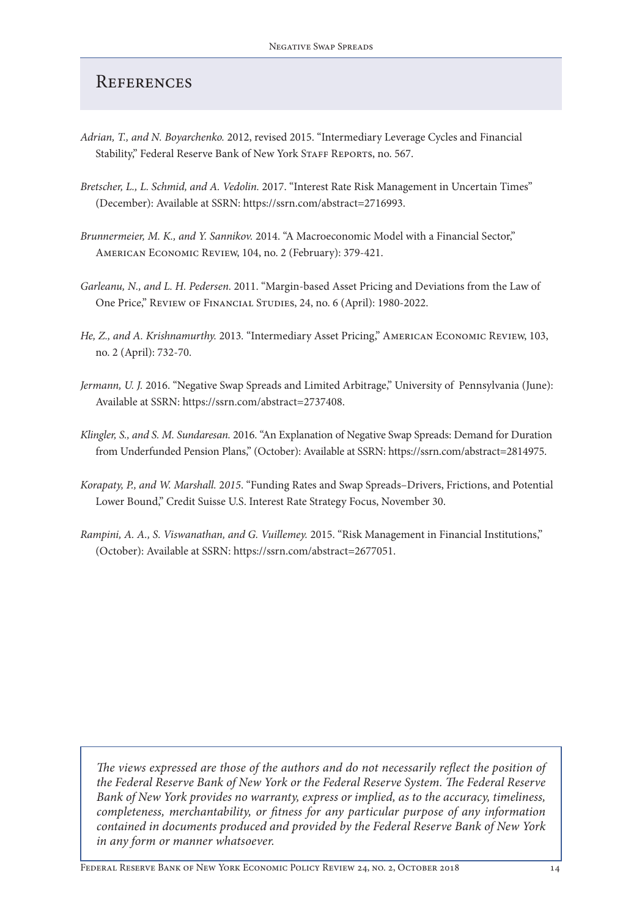# References

*Adrian, T., and N. Boyarchenko.* 2012, revised 2015. "Intermediary Leverage Cycles and Financial Stability," Federal Reserve Bank of New York Staff Reports, no. 567.

*Bretscher, L., L. Schmid, and A. Vedolin.* 2017. "Interest Rate Risk Management in Uncertain Times" (December): Available at SSRN: https://ssrn.com/abstract=2716993.

*Brunnermeier, M. K., and Y. Sannikov.* 2014. "A Macroeconomic Model with a Financial Sector," American Economic Review, 104, no. 2 (February): 379-421.

*Garleanu, N., and L. H. Pedersen.* 2011. "Margin-based Asset Pricing and Deviations from the Law of One Price," Review of Financial Studies, 24, no. 6 (April): 1980-2022.

*He, Z., and A. Krishnamurthy.* 2013. "Intermediary Asset Pricing," American Economic Review, 103, no. 2 (April): 732-70.

*Jermann, U. J.* 2016. "Negative Swap Spreads and Limited Arbitrage," University of Pennsylvania (June): Available at SSRN: https://ssrn.com/abstract=2737408.

*Klingler, S., and S. M. Sundaresan.* 2016. "An Explanation of Negative Swap Spreads: Demand for Duration from Underfunded Pension Plans," (October): Available at SSRN: https://ssrn.com/abstract=2814975.

*Korapaty, P., and W. Marshall. 2015.* "Funding Rates and Swap Spreads–Drivers, Frictions, and Potential Lower Bound," Credit Suisse U.S. Interest Rate Strategy Focus, November 30.

*Rampini, A. A., S. Viswanathan, and G. Vuillemey.* 2015. "Risk Management in Financial Institutions," (October): Available at SSRN: https://ssrn.com/abstract=2677051.

*The views expressed are those of the authors and do not necessarily reflect the position of the Federal Reserve Bank of New York or the Federal Reserve System. The Federal Reserve Bank of New York provides no warranty, express or implied, as to the accuracy, timeliness, completeness, merchantability, or fitness for any particular purpose of any information contained in documents produced and provided by the Federal Reserve Bank of New York in any form or manner whatsoever.*